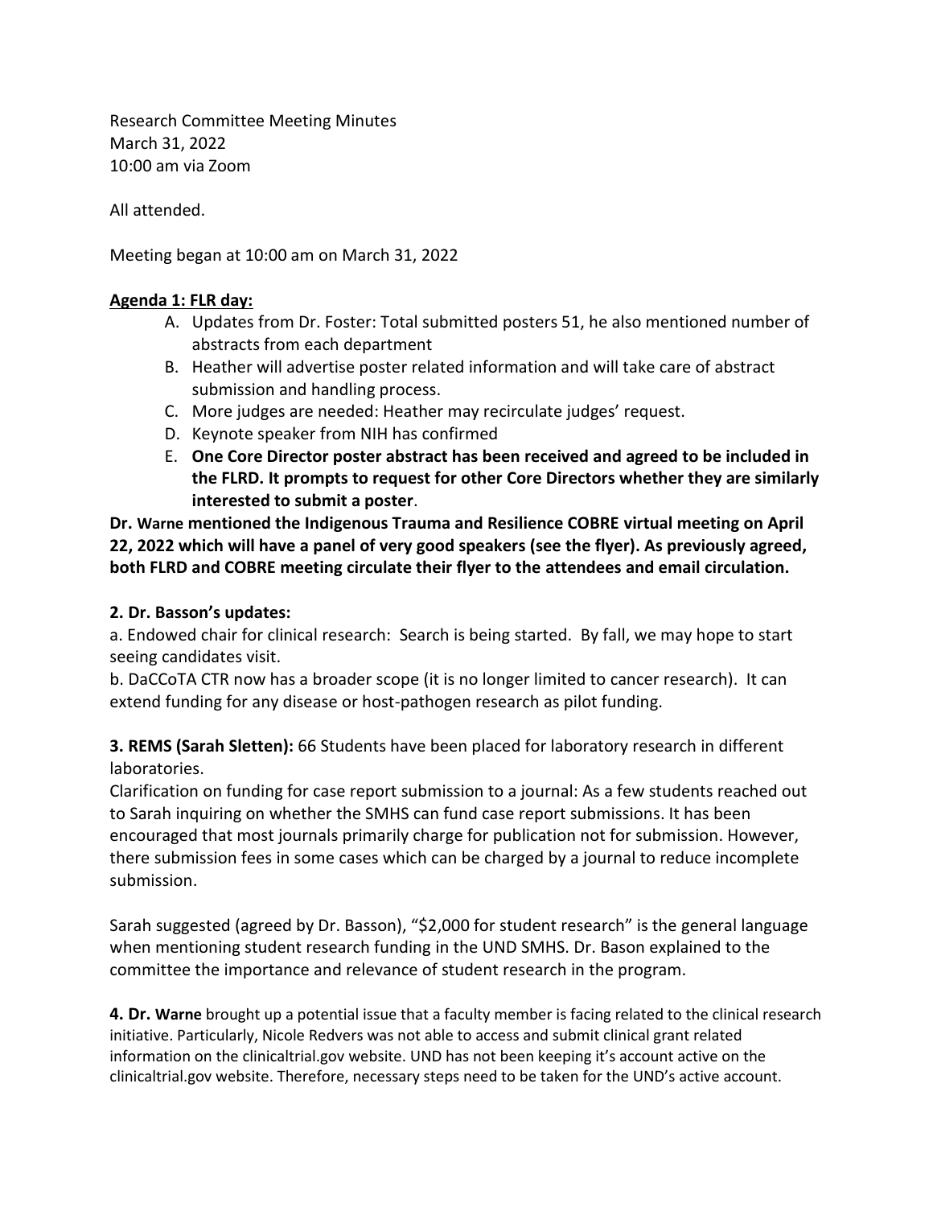Research Committee Meeting Minutes
March 31, 2022
10:00 am via Zoom

All attended.

Meeting began at 10:00 am on March 31, 2022

**<u>Agenda 1: FLR day:</u>**

A. Updates from Dr. Foster: Total submitted posters 51, he also mentioned number of abstracts from each department
B. Heather will advertise poster related information and will take care of abstract submission and handling process.
C. More judges are needed: Heather may recirculate judges' request.
D. Keynote speaker from NIH has confirmed
E. **One Core Director poster abstract has been received and agreed to be included in the FLRD. It prompts to request for other Core Directors whether they are similarly interested to submit a poster**.

**Dr. Warne mentioned the Indigenous Trauma and Resilience COBRE virtual meeting on April 22, 2022 which will have a panel of very good speakers (see the flyer). As previously agreed, both FLRD and COBRE meeting circulate their flyer to the attendees and email circulation.**

**2. Dr. Basson's updates:**

a. Endowed chair for clinical research: Search is being started. By fall, we may hope to start seeing candidates visit.
b. DaCCoTA CTR now has a broader scope (it is no longer limited to cancer research). It can extend funding for any disease or host-pathogen research as pilot funding.

**3. REMS (Sarah Sletten):** 66 Students have been placed for laboratory research in different laboratories.
Clarification on funding for case report submission to a journal: As a few students reached out to Sarah inquiring on whether the SMHS can fund case report submissions. It has been encouraged that most journals primarily charge for publication not for submission. However, there submission fees in some cases which can be charged by a journal to reduce incomplete submission.

Sarah suggested (agreed by Dr. Basson), "$2,000 for student research" is the general language when mentioning student research funding in the UND SMHS. Dr. Bason explained to the committee the importance and relevance of student research in the program.

**4. Dr. Warne** brought up a potential issue that a faculty member is facing related to the clinical research initiative. Particularly, Nicole Redvers was not able to access and submit clinical grant related information on the clinicaltrial.gov website. UND has not been keeping it's account active on the clinicaltrial.gov website. Therefore, necessary steps need to be taken for the UND's active account.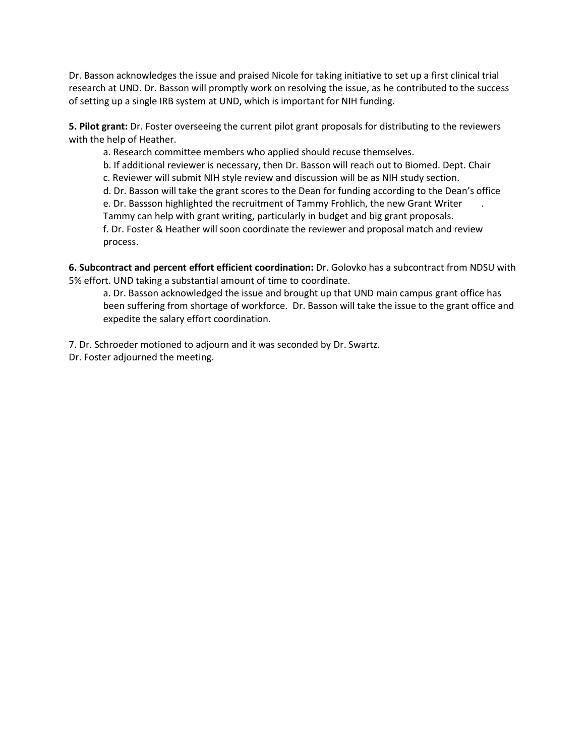Dr. Basson acknowledges the issue and praised Nicole for taking initiative to set up a first clinical trial research at UND. Dr. Basson will promptly work on resolving the issue, as he contributed to the success of setting up a single IRB system at UND, which is important for NIH funding.

**5. Pilot grant:** Dr. Foster overseeing the current pilot grant proposals for distributing to the reviewers with the help of Heather.

a. Research committee members who applied should recuse themselves.
b. If additional reviewer is necessary, then Dr. Basson will reach out to Biomed. Dept. Chair
c. Reviewer will submit NIH style review and discussion will be as NIH study section.
d. Dr. Basson will take the grant scores to the Dean for funding according to the Dean's office
e. Dr. Bassson highlighted the recruitment of Tammy Frohlich, the new Grant Writer .
Tammy can help with grant writing, particularly in budget and big grant proposals.
f. Dr. Foster & Heather will soon coordinate the reviewer and proposal match and review process.

**6. Subcontract and percent effort efficient coordination:** Dr. Golovko has a subcontract from NDSU with 5% effort. UND taking a substantial amount of time to coordinate.

a. Dr. Basson acknowledged the issue and brought up that UND main campus grant office has been suffering from shortage of workforce. Dr. Basson will take the issue to the grant office and expedite the salary effort coordination.

7. Dr. Schroeder motioned to adjourn and it was seconded by Dr. Swartz.
Dr. Foster adjourned the meeting.